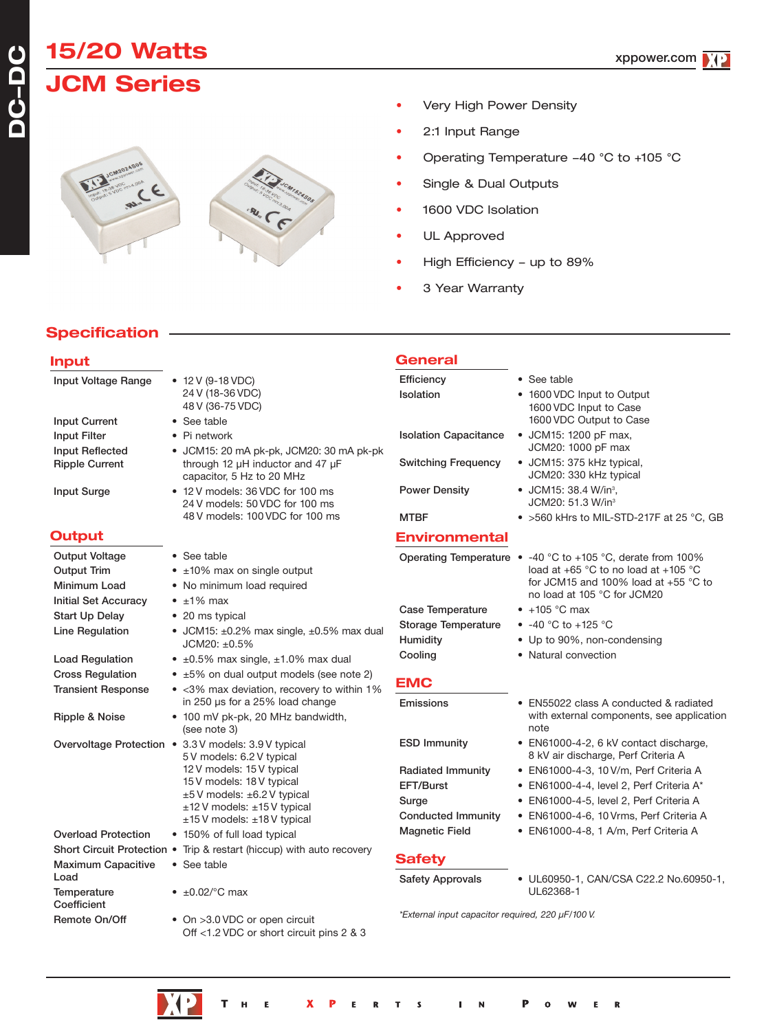# 15/20 Watts

# JCM Series

- Very High Power Density
- 2:1 Input Range
- Operating Temperature –40 °C to +105 °C
- Single & Dual Outputs
- 1600 VDC Isolation
- UL Approved
- High Efficiency – up to 89%
- 3 Year Warranty

## Specification

### Input

| | |
|---|---|
| Input Voltage Range | • 12 V (9-18 VDC)<br>24 V (18-36 VDC)<br>48 V (36-75 VDC) |
| Input Current | • See table |
| Input Filter | • Pi network |
| Input Reflected Ripple Current | • JCM15: 20 mA pk-pk, JCM20: 30 mA pk-pk through 12 μH inductor and 47 μF capacitor, 5 Hz to 20 MHz |
| Input Surge | • 12 V models: 36 VDC for 100 ms<br>24 V models: 50 VDC for 100 ms<br>48 V models: 100 VDC for 100 ms |

### Output

| | |
|---|---|
| Output Voltage | • See table |
| Output Trim | • ±10% max on single output |
| Minimum Load | • No minimum load required |
| Initial Set Accuracy | • ±1% max |
| Start Up Delay | • 20 ms typical |
| Line Regulation | • JCM15: ±0.2% max single, ±0.5% max dual<br>JCM20: ±0.5% |
| Load Regulation | • ±0.5% max single, ±1.0% max dual |
| Cross Regulation | • ±5% on dual output models (see note 2) |
| Transient Response | • <3% max deviation, recovery to within 1% in 250 μs for a 25% load change |
| Ripple & Noise | • 100 mV pk-pk, 20 MHz bandwidth, (see note 3) |
| Overvoltage Protection | • 3.3 V models: 3.9 V typical<br>5 V models: 6.2 V typical<br>12 V models: 15 V typical<br>15 V models: 18 V typical<br>±5 V models: ±6.2 V typical<br>±12 V models: ±15 V typical<br>±15 V models: ±18 V typical |
| Overload Protection | • 150% of full load typical |
| Short Circuit Protection | • Trip & restart (hiccup) with auto recovery |
| Maximum Capacitive Load | • See table |
| Temperature Coefficient | • ±0.02/°C max |
| Remote On/Off | • On >3.0 VDC or open circuit<br>Off <1.2 VDC or short circuit pins 2 & 3 |

### General

| | |
|---|---|
| Efficiency | • See table |
| Isolation | • 1600 VDC Input to Output<br>1600 VDC Input to Case<br>1600 VDC Output to Case |
| Isolation Capacitance | • JCM15: 1200 pF max,<br>JCM20: 1000 pF max |
| Switching Frequency | • JCM15: 375 kHz typical,<br>JCM20: 330 kHz typical |
| Power Density | • JCM15: 38.4 W/in³,<br>JCM20: 51.3 W/in³ |
| MTBF | • >560 kHrs to MIL-STD-217F at 25 °C, GB |

### Environmental

| | |
|---|---|
| Operating Temperature | • -40 °C to +105 °C, derate from 100% load at +65 °C to no load at +105 °C for JCM15 and 100% load at +55 °C to no load at 105 °C for JCM20 |
| Case Temperature | • +105 °C max |
| Storage Temperature | • -40 °C to +125 °C |
| Humidity | • Up to 90%, non-condensing |
| Cooling | • Natural convection |

### EMC

| | |
|---|---|
| Emissions | • EN55022 class A conducted & radiated with external components, see application note |
| ESD Immunity | • EN61000-4-2, 6 kV contact discharge, 8 kV air discharge, Perf Criteria A |
| Radiated Immunity | • EN61000-4-3, 10 V/m, Perf Criteria A |
| EFT/Burst | • EN61000-4-4, level 2, Perf Criteria A* |
| Surge | • EN61000-4-5, level 2, Perf Criteria A |
| Conducted Immunity | • EN61000-4-6, 10 Vrms, Perf Criteria A |
| Magnetic Field | • EN61000-4-8, 1 A/m, Perf Criteria A |

### Safety

| | |
|---|---|
| Safety Approvals | • UL60950-1, CAN/CSA C22.2 No.60950-1, UL62368-1 |

*External input capacitor required, 220 μF/100 V.*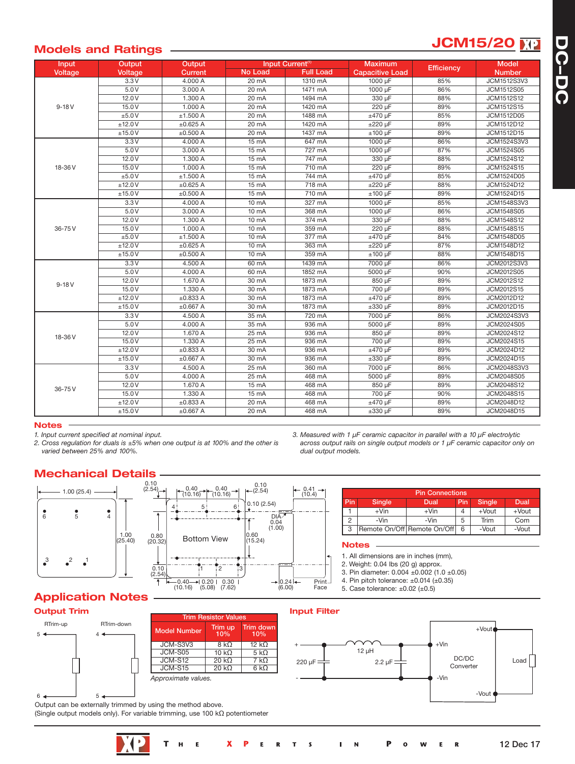## Models and Ratings

**JCM15/20**

| Input Voltage | Output Voltage | Output Current | Input Current[1] No Load | Input Current[1] Full Load | Maximum Capacitive Load | Efficiency | Model Number |
|---|---|---|---|---|---|---|---|
| 9-18 V | 3.3 V | 4.000 A | 20 mA | 1310 mA | 1000 µF | 85% | JCM1512S3V3 |
| | 5.0 V | 3.000 A | 20 mA | 1471 mA | 1000 µF | 86% | JCM1512S05 |
| | 12.0 V | 1.300 A | 20 mA | 1494 mA | 330 µF | 88% | JCM1512S12 |
| | 15.0 V | 1.000 A | 20 mA | 1420 mA | 220 µF | 89% | JCM1512S15 |
| | ±5.0 V | ±1.500 A | 20 mA | 1488 mA | ±470 µF | 85% | JCM1512D05 |
| | ±12.0 V | ±0.625 A | 20 mA | 1420 mA | ±220 µF | 89% | JCM1512D12 |
| | ±15.0 V | ±0.500 A | 20 mA | 1437 mA | ±100 µF | 89% | JCM1512D15 |
| 18-36 V | 3.3 V | 4.000 A | 15 mA | 647 mA | 1000 µF | 86% | JCM1524S3V3 |
| | 5.0 V | 3.000 A | 15 mA | 727 mA | 1000 µF | 87% | JCM1524S05 |
| | 12.0 V | 1.300 A | 15 mA | 747 mA | 330 µF | 88% | JCM1524S12 |
| | 15.0 V | 1.000 A | 15 mA | 710 mA | 220 µF | 89% | JCM1524S15 |
| | ±5.0 V | ±1.500 A | 15 mA | 744 mA | ±470 µF | 85% | JCM1524D05 |
| | ±12.0 V | ±0.625 A | 15 mA | 718 mA | ±220 µF | 88% | JCM1524D12 |
| | ±15.0 V | ±0.500 A | 15 mA | 710 mA | ±100 µF | 89% | JCM1524D15 |
| 36-75 V | 3.3 V | 4.000 A | 10 mA | 327 mA | 1000 µF | 85% | JCM1548S3V3 |
| | 5.0 V | 3.000 A | 10 mA | 368 mA | 1000 µF | 86% | JCM1548S05 |
| | 12.0 V | 1.300 A | 10 mA | 374 mA | 330 µF | 88% | JCM1548S12 |
| | 15.0 V | 1.000 A | 10 mA | 359 mA | 220 µF | 88% | JCM1548S15 |
| | ±5.0 V | ±1.500 A | 10 mA | 377 mA | ±470 µF | 84% | JCM1548D05 |
| | ±12.0 V | ±0.625 A | 10 mA | 363 mA | ±220 µF | 87% | JCM1548D12 |
| | ±15.0 V | ±0.500 A | 10 mA | 359 mA | ±100 µF | 88% | JCM1548D15 |
| 9-18 V | 3.3 V | 4.500 A | 60 mA | 1439 mA | 7000 µF | 86% | JCM2012S3V3 |
| | 5.0 V | 4.000 A | 60 mA | 1852 mA | 5000 µF | 90% | JCM2012S05 |
| | 12.0 V | 1.670 A | 30 mA | 1873 mA | 850 µF | 89% | JCM2012S12 |
| | 15.0 V | 1.330 A | 30 mA | 1873 mA | 700 µF | 89% | JCM2012S15 |
| | ±12.0 V | ±0.833 A | 30 mA | 1873 mA | ±470 µF | 89% | JCM2012D12 |
| | ±15.0 V | ±0.667 A | 30 mA | 1873 mA | ±330 µF | 89% | JCM2012D15 |
| 18-36 V | 3.3 V | 4.500 A | 35 mA | 720 mA | 7000 µF | 86% | JCM2024S3V3 |
| | 5.0 V | 4.000 A | 35 mA | 936 mA | 5000 µF | 89% | JCM2024S05 |
| | 12.0 V | 1.670 A | 25 mA | 936 mA | 850 µF | 89% | JCM2024S12 |
| | 15.0 V | 1.330 A | 25 mA | 936 mA | 700 µF | 89% | JCM2024S15 |
| | ±12.0 V | ±0.833 A | 30 mA | 936 mA | ±470 µF | 89% | JCM2024D12 |
| | ±15.0 V | ±0.667 A | 30 mA | 936 mA | ±330 µF | 89% | JCM2024D15 |
| 36-75 V | 3.3 V | 4.500 A | 25 mA | 360 mA | 7000 µF | 86% | JCM2048S3V3 |
| | 5.0 V | 4.000 A | 25 mA | 468 mA | 5000 µF | 89% | JCM2048S05 |
| | 12.0 V | 1.670 A | 15 mA | 468 mA | 850 µF | 89% | JCM2048S12 |
| | 15.0 V | 1.330 A | 15 mA | 468 mA | 700 µF | 90% | JCM2048S15 |
| | ±12.0 V | ±0.833 A | 20 mA | 468 mA | ±470 µF | 89% | JCM2048D12 |
| | ±15.0 V | ±0.667 A | 20 mA | 468 mA | ±330 µF | 89% | JCM2048D15 |

### Notes

*1. Input current specified at nominal input.*
*2. Cross regulation for duals is ±5% when one output is at 100% and the other is varied between 25% and 100%.*
*3. Measured with 1 µF ceramic capacitor in parallel with a 10 µF electrolytic across output rails on single output models or 1 µF ceramic capacitor only on dual output models.*

## Mechanical Details

1.00 (25.4)
6 5 4
3 2 1
1.00 (25.40)
0.10 (2.54)
0.40 (10.16) 0.40 (10.16)
0.10 (2.54)
0.10 (2.54)
0.80 (20.32)
Bottom View
DIA 0.04 (1.00)
0.60 (15.24)
0.10 (2.54)
0.40 (10.16) 0.20 (5.08) 0.30 (7.62)
0.41 (10.4)
0.24 (6.00)
Print Face

| Pin Connections | | | | | |
|---|---|---|---|---|---|
| Pin | Single | Dual | Pin | Single | Dual |
| 1 | +Vin | +Vin | 4 | +Vout | +Vout |
| 2 | -Vin | -Vin | 5 | Trim | Com |
| 3 | Remote On/Off | Remote On/Off | 6 | -Vout | -Vout |

### Notes

1. All dimensions are in inches (mm),
2. Weight: 0.04 lbs (20 g) approx.
3. Pin diameter: 0.004 ±0.002 (1.0 ±0.05)
4. Pin pitch tolerance: ±0.014 (±0.35)
5. Case tolerance: ±0.02 (±0.5)

## Application Notes

### Output Trim

RTrim-up
5
6
RTrim-down
4
5

| Model Number | Trim up 10% | Trim down 10% |
|---|---|---|
| JCM-S3V3 | 8 kΩ | 12 kΩ |
| JCM-S05 | 10 kΩ | 5 kΩ |
| JCM-S12 | 20 kΩ | 7 kΩ |
| JCM-S15 | 20 kΩ | 6 kΩ |

*Approximate values.*

Output can be externally trimmed by using the method above.
(Single output models only). For variable trimming, use 100 kΩ potentiometer

### Input Filter

+
-
220 µF
12 µH
2.2 µF
+Vin
-Vin
DC/DC Converter
+Vout
-Vout
Load